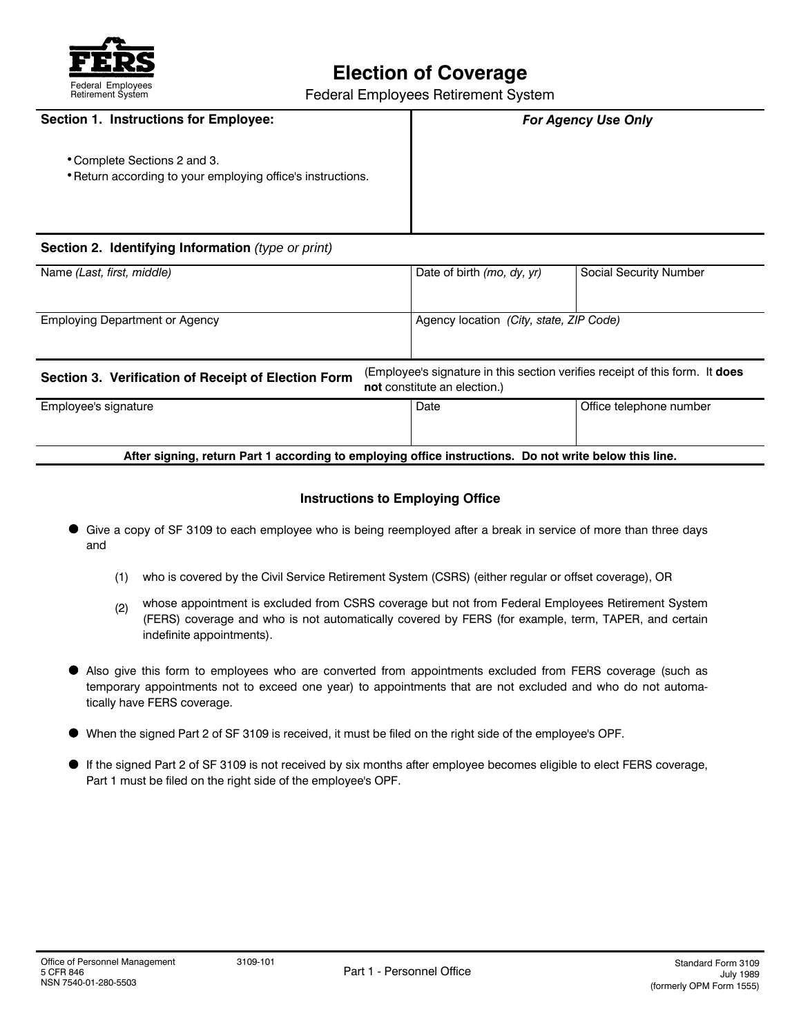**FERS**
Federal Employees Retirement System

# Election of Coverage

Federal Employees Retirement System

| **Section 1. Instructions for Employee:** | ***For Agency Use Only*** |
|---|---|
| • Complete Sections 2 and 3.<br>• Return according to your employing office's instructions. | |

**Section 2. Identifying Information** *(type or print)*

| Name *(Last, first, middle)* | Date of birth *(mo, dy, yr)* | Social Security Number |
|---|---|---|
| | | |
| **Employing Department or Agency** | **Agency location** *(City, state, ZIP Code)* | |
| | | |

**Section 3. Verification of Receipt of Election Form** (Employee's signature in this section verifies receipt of this form. It **does not** constitute an election.)

| Employee's signature | Date | Office telephone number |
|---|---|---|
| | | |

**After signing, return Part 1 according to employing office instructions. Do not write below this line.**

## Instructions to Employing Office

- Give a copy of SF 3109 to each employee who is being reemployed after a break in service of more than three days and
  - (1) who is covered by the Civil Service Retirement System (CSRS) (either regular or offset coverage), OR
  - (2) whose appointment is excluded from CSRS coverage but not from Federal Employees Retirement System (FERS) coverage and who is not automatically covered by FERS (for example, term, TAPER, and certain indefinite appointments).
- Also give this form to employees who are converted from appointments excluded from FERS coverage (such as temporary appointments not to exceed one year) to appointments that are not excluded and who do not automatically have FERS coverage.
- When the signed Part 2 of SF 3109 is received, it must be filed on the right side of the employee's OPF.
- If the signed Part 2 of SF 3109 is not received by six months after employee becomes eligible to elect FERS coverage, Part 1 must be filed on the right side of the employee's OPF.

Office of Personnel Management
5 CFR 846
NSN 7540-01-280-5503

3109-101

Part 1 - Personnel Office

Standard Form 3109
July 1989
(formerly OPM Form 1555)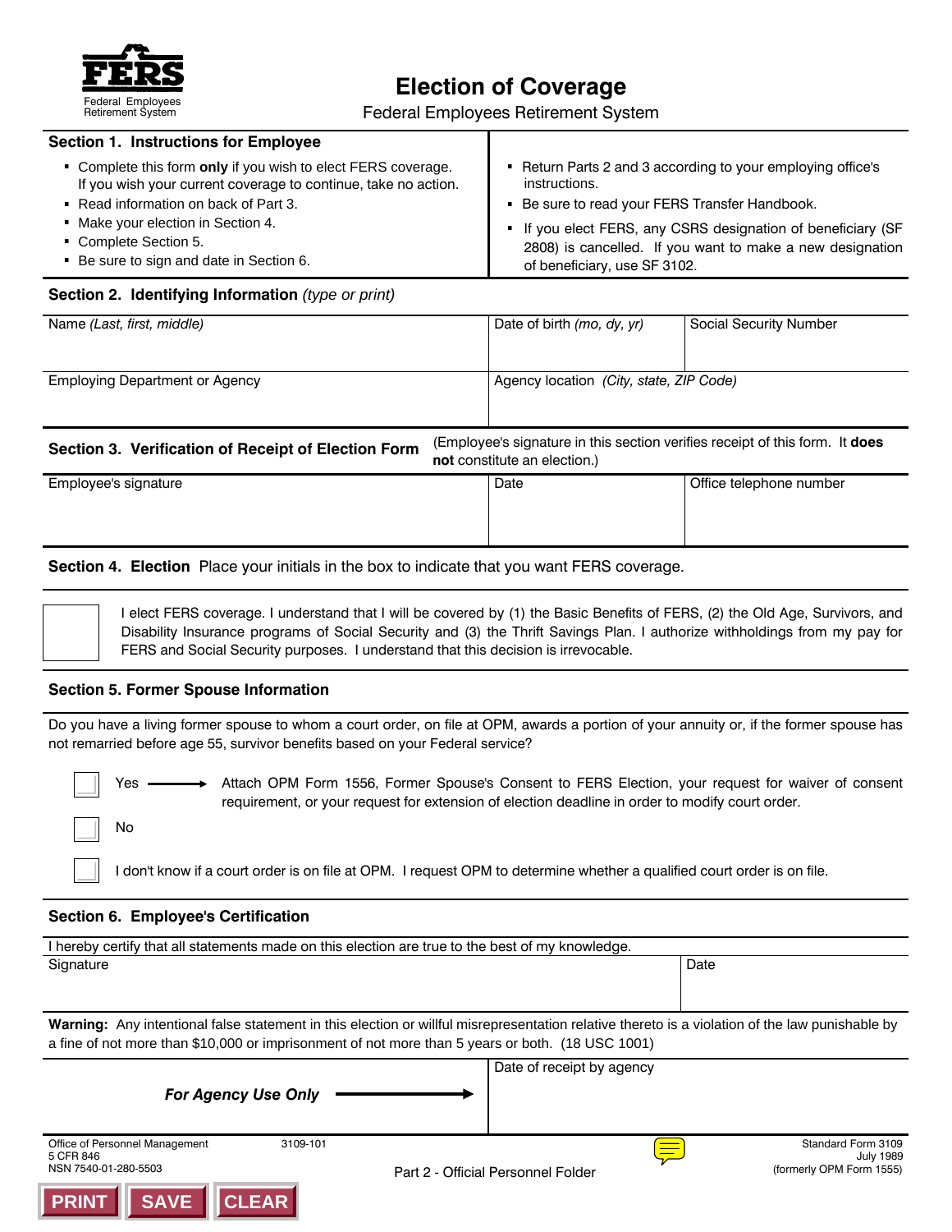FERS
Federal Employees Retirement System

# Election of Coverage

Federal Employees Retirement System

## Section 1. Instructions for Employee

- Complete this form **only** if you wish to elect FERS coverage. If you wish your current coverage to continue, take no action.
- Read information on back of Part 3.
- Make your election in Section 4.
- Complete Section 5.
- Be sure to sign and date in Section 6.
- Return Parts 2 and 3 according to your employing office's instructions.
- Be sure to read your FERS Transfer Handbook.
- If you elect FERS, any CSRS designation of beneficiary (SF 2808) is cancelled. If you want to make a new designation of beneficiary, use SF 3102.

## Section 2. Identifying Information *(type or print)*

| Name *(Last, first, middle)* | Date of birth *(mo, dy, yr)* | Social Security Number |
|---|---|---|
| | | |

| Employing Department or Agency | Agency location *(City, state, ZIP Code)* |
|---|---|
| | |

## Section 3. Verification of Receipt of Election Form

(Employee's signature in this section verifies receipt of this form. It **does not** constitute an election.)

| Employee's signature | Date | Office telephone number |
|---|---|---|
| | | |

## Section 4. Election

Place your initials in the box to indicate that you want FERS coverage.

☐ I elect FERS coverage. I understand that I will be covered by (1) the Basic Benefits of FERS, (2) the Old Age, Survivors, and Disability Insurance programs of Social Security and (3) the Thrift Savings Plan. I authorize withholdings from my pay for FERS and Social Security purposes. I understand that this decision is irrevocable.

## Section 5. Former Spouse Information

Do you have a living former spouse to whom a court order, on file at OPM, awards a portion of your annuity or, if the former spouse has not remarried before age 55, survivor benefits based on your Federal service?

☐ Yes → Attach OPM Form 1556, Former Spouse's Consent to FERS Election, your request for waiver of consent requirement, or your request for extension of election deadline in order to modify court order.

☐ No

☐ I don't know if a court order is on file at OPM. I request OPM to determine whether a qualified court order is on file.

## Section 6. Employee's Certification

I hereby certify that all statements made on this election are true to the best of my knowledge.

| Signature | Date |
|---|---|
| | |

**Warning:** Any intentional false statement in this election or willful misrepresentation relative thereto is a violation of the law punishable by a fine of not more than $10,000 or imprisonment of not more than 5 years or both. (18 USC 1001)

| ***For Agency Use Only*** → | Date of receipt by agency |
|---|---|
| | |

Office of Personnel Management
5 CFR 846
NSN 7540-01-280-5503

3109-101

Part 2 - Official Personnel Folder

Standard Form 3109
July 1989
(formerly OPM Form 1555)

PRINT SAVE CLEAR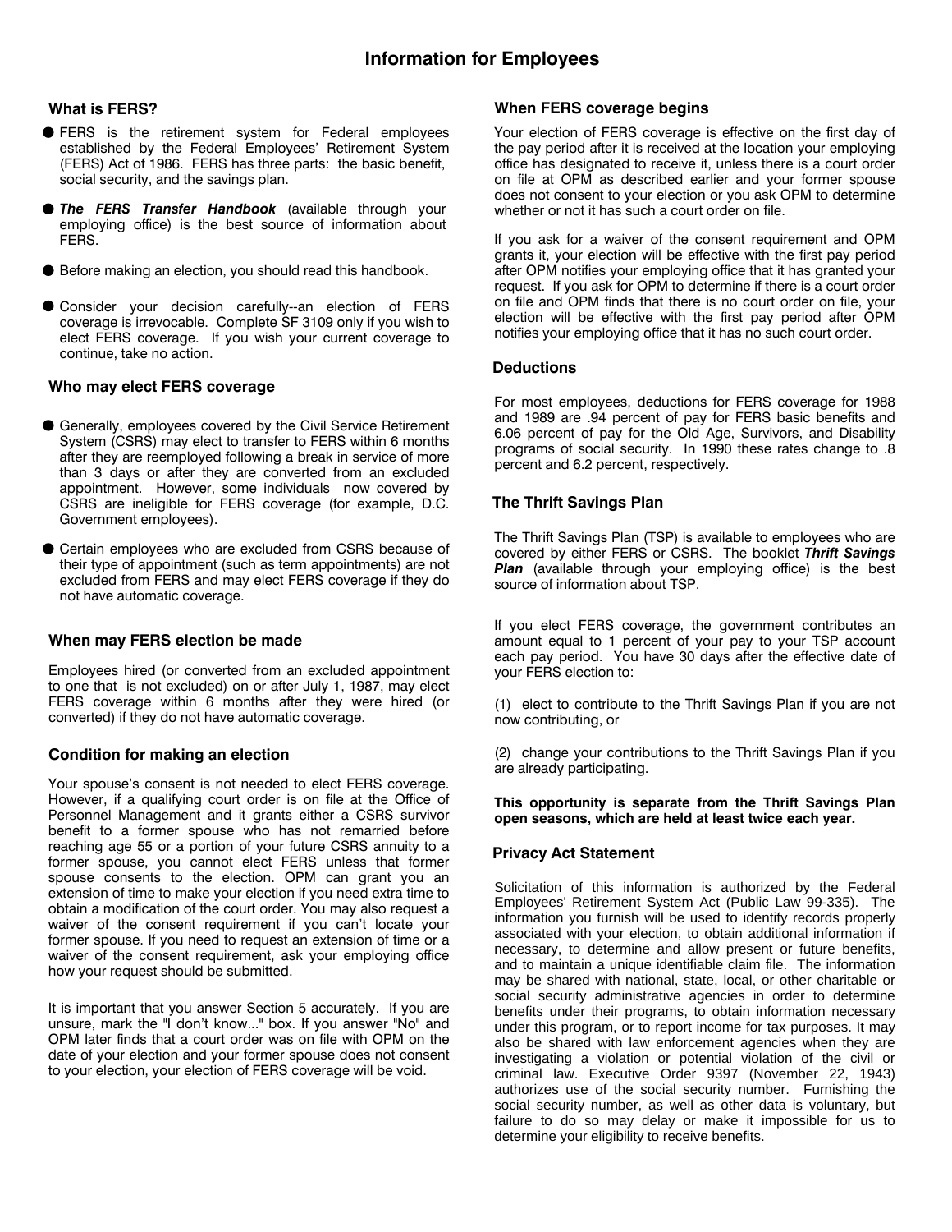# Information for Employees

## What is FERS?

- FERS is the retirement system for Federal employees established by the Federal Employees' Retirement System (FERS) Act of 1986. FERS has three parts: the basic benefit, social security, and the savings plan.
- ***The FERS Transfer Handbook*** (available through your employing office) is the best source of information about FERS.
- Before making an election, you should read this handbook.
- Consider your decision carefully--an election of FERS coverage is irrevocable. Complete SF 3109 only if you wish to elect FERS coverage. If you wish your current coverage to continue, take no action.

## Who may elect FERS coverage

- Generally, employees covered by the Civil Service Retirement System (CSRS) may elect to transfer to FERS within 6 months after they are reemployed following a break in service of more than 3 days or after they are converted from an excluded appointment. However, some individuals now covered by CSRS are ineligible for FERS coverage (for example, D.C. Government employees).
- Certain employees who are excluded from CSRS because of their type of appointment (such as term appointments) are not excluded from FERS and may elect FERS coverage if they do not have automatic coverage.

## When may FERS election be made

Employees hired (or converted from an excluded appointment to one that is not excluded) on or after July 1, 1987, may elect FERS coverage within 6 months after they were hired (or converted) if they do not have automatic coverage.

## Condition for making an election

Your spouse's consent is not needed to elect FERS coverage. However, if a qualifying court order is on file at the Office of Personnel Management and it grants either a CSRS survivor benefit to a former spouse who has not remarried before reaching age 55 or a portion of your future CSRS annuity to a former spouse, you cannot elect FERS unless that former spouse consents to the election. OPM can grant you an extension of time to make your election if you need extra time to obtain a modification of the court order. You may also request a waiver of the consent requirement if you can't locate your former spouse. If you need to request an extension of time or a waiver of the consent requirement, ask your employing office how your request should be submitted.

It is important that you answer Section 5 accurately. If you are unsure, mark the "I don't know..." box. If you answer "No" and OPM later finds that a court order was on file with OPM on the date of your election and your former spouse does not consent to your election, your election of FERS coverage will be void.

## When FERS coverage begins

Your election of FERS coverage is effective on the first day of the pay period after it is received at the location your employing office has designated to receive it, unless there is a court order on file at OPM as described earlier and your former spouse does not consent to your election or you ask OPM to determine whether or not it has such a court order on file.

If you ask for a waiver of the consent requirement and OPM grants it, your election will be effective with the first pay period after OPM notifies your employing office that it has granted your request. If you ask for OPM to determine if there is a court order on file and OPM finds that there is no court order on file, your election will be effective with the first pay period after OPM notifies your employing office that it has no such court order.

## Deductions

For most employees, deductions for FERS coverage for 1988 and 1989 are .94 percent of pay for FERS basic benefits and 6.06 percent of pay for the Old Age, Survivors, and Disability programs of social security. In 1990 these rates change to .8 percent and 6.2 percent, respectively.

## The Thrift Savings Plan

The Thrift Savings Plan (TSP) is available to employees who are covered by either FERS or CSRS. The booklet ***Thrift Savings Plan*** (available through your employing office) is the best source of information about TSP.

If you elect FERS coverage, the government contributes an amount equal to 1 percent of your pay to your TSP account each pay period. You have 30 days after the effective date of your FERS election to:

(1) elect to contribute to the Thrift Savings Plan if you are not now contributing, or

(2) change your contributions to the Thrift Savings Plan if you are already participating.

**This opportunity is separate from the Thrift Savings Plan open seasons, which are held at least twice each year.**

## Privacy Act Statement

Solicitation of this information is authorized by the Federal Employees' Retirement System Act (Public Law 99-335). The information you furnish will be used to identify records properly associated with your election, to obtain additional information if necessary, to determine and allow present or future benefits, and to maintain a unique identifiable claim file. The information may be shared with national, state, local, or other charitable or social security administrative agencies in order to determine benefits under their programs, to obtain information necessary under this program, or to report income for tax purposes. It may also be shared with law enforcement agencies when they are investigating a violation or potential violation of the civil or criminal law. Executive Order 9397 (November 22, 1943) authorizes use of the social security number. Furnishing the social security number, as well as other data is voluntary, but failure to do so may delay or make it impossible for us to determine your eligibility to receive benefits.